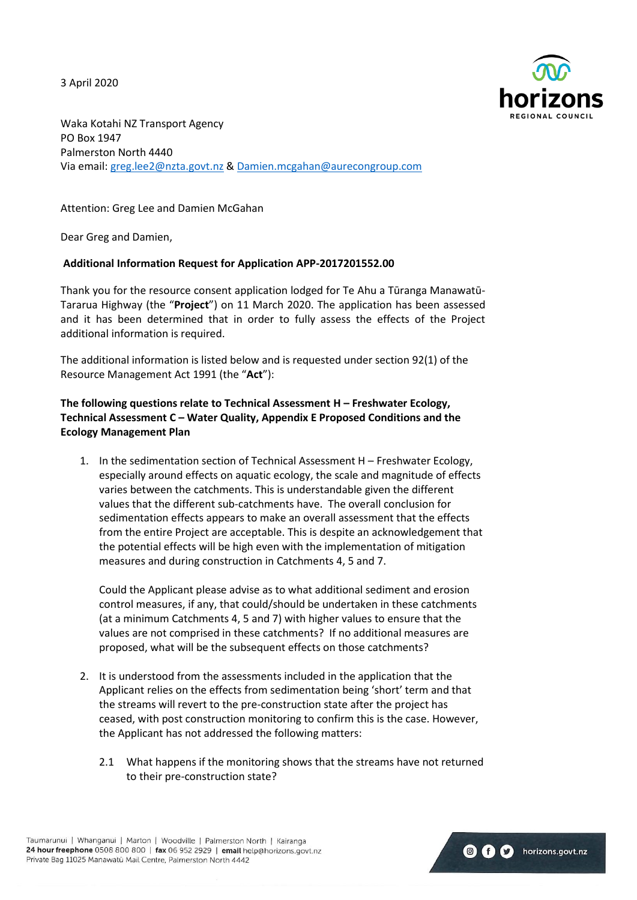3 April 2020

Waka Kotahi NZ Transport Agency
PO Box 1947
Palmerston North 4440
Via email: greg.lee2@nzta.govt.nz & Damien.mcgahan@aurecongroup.com

Attention: Greg Lee and Damien McGahan

Dear Greg and Damien,

**Additional Information Request for Application APP-2017201552.00**

Thank you for the resource consent application lodged for Te Ahu a Tūranga Manawatū-Tararua Highway (the "**Project**") on 11 March 2020. The application has been assessed and it has been determined that in order to fully assess the effects of the Project additional information is required.

The additional information is listed below and is requested under section 92(1) of the Resource Management Act 1991 (the "**Act**"):

**The following questions relate to Technical Assessment H – Freshwater Ecology, Technical Assessment C – Water Quality, Appendix E Proposed Conditions and the Ecology Management Plan**

1. In the sedimentation section of Technical Assessment H – Freshwater Ecology, especially around effects on aquatic ecology, the scale and magnitude of effects varies between the catchments. This is understandable given the different values that the different sub-catchments have. The overall conclusion for sedimentation effects appears to make an overall assessment that the effects from the entire Project are acceptable. This is despite an acknowledgement that the potential effects will be high even with the implementation of mitigation measures and during construction in Catchments 4, 5 and 7.

   Could the Applicant please advise as to what additional sediment and erosion control measures, if any, that could/should be undertaken in these catchments (at a minimum Catchments 4, 5 and 7) with higher values to ensure that the values are not comprised in these catchments? If no additional measures are proposed, what will be the subsequent effects on those catchments?

2. It is understood from the assessments included in the application that the Applicant relies on the effects from sedimentation being 'short' term and that the streams will revert to the pre-construction state after the project has ceased, with post construction monitoring to confirm this is the case. However, the Applicant has not addressed the following matters:

   2.1 What happens if the monitoring shows that the streams have not returned to their pre-construction state?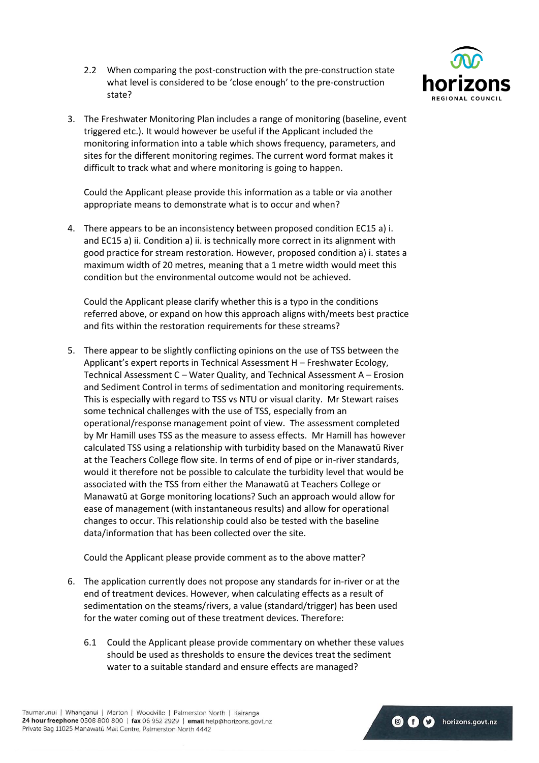2.2 When comparing the post-construction with the pre-construction state what level is considered to be 'close enough' to the pre-construction state?

3. The Freshwater Monitoring Plan includes a range of monitoring (baseline, event triggered etc.). It would however be useful if the Applicant included the monitoring information into a table which shows frequency, parameters, and sites for the different monitoring regimes. The current word format makes it difficult to track what and where monitoring is going to happen.

   Could the Applicant please provide this information as a table or via another appropriate means to demonstrate what is to occur and when?

4. There appears to be an inconsistency between proposed condition EC15 a) i. and EC15 a) ii. Condition a) ii. is technically more correct in its alignment with good practice for stream restoration. However, proposed condition a) i. states a maximum width of 20 metres, meaning that a 1 metre width would meet this condition but the environmental outcome would not be achieved.

   Could the Applicant please clarify whether this is a typo in the conditions referred above, or expand on how this approach aligns with/meets best practice and fits within the restoration requirements for these streams?

5. There appear to be slightly conflicting opinions on the use of TSS between the Applicant's expert reports in Technical Assessment H – Freshwater Ecology, Technical Assessment C – Water Quality, and Technical Assessment A – Erosion and Sediment Control in terms of sedimentation and monitoring requirements. This is especially with regard to TSS vs NTU or visual clarity. Mr Stewart raises some technical challenges with the use of TSS, especially from an operational/response management point of view. The assessment completed by Mr Hamill uses TSS as the measure to assess effects. Mr Hamill has however calculated TSS using a relationship with turbidity based on the Manawatū River at the Teachers College flow site. In terms of end of pipe or in-river standards, would it therefore not be possible to calculate the turbidity level that would be associated with the TSS from either the Manawatū at Teachers College or Manawatū at Gorge monitoring locations? Such an approach would allow for ease of management (with instantaneous results) and allow for operational changes to occur. This relationship could also be tested with the baseline data/information that has been collected over the site.

   Could the Applicant please provide comment as to the above matter?

6. The application currently does not propose any standards for in-river or at the end of treatment devices. However, when calculating effects as a result of sedimentation on the steams/rivers, a value (standard/trigger) has been used for the water coming out of these treatment devices. Therefore:

   6.1 Could the Applicant please provide commentary on whether these values should be used as thresholds to ensure the devices treat the sediment water to a suitable standard and ensure effects are managed?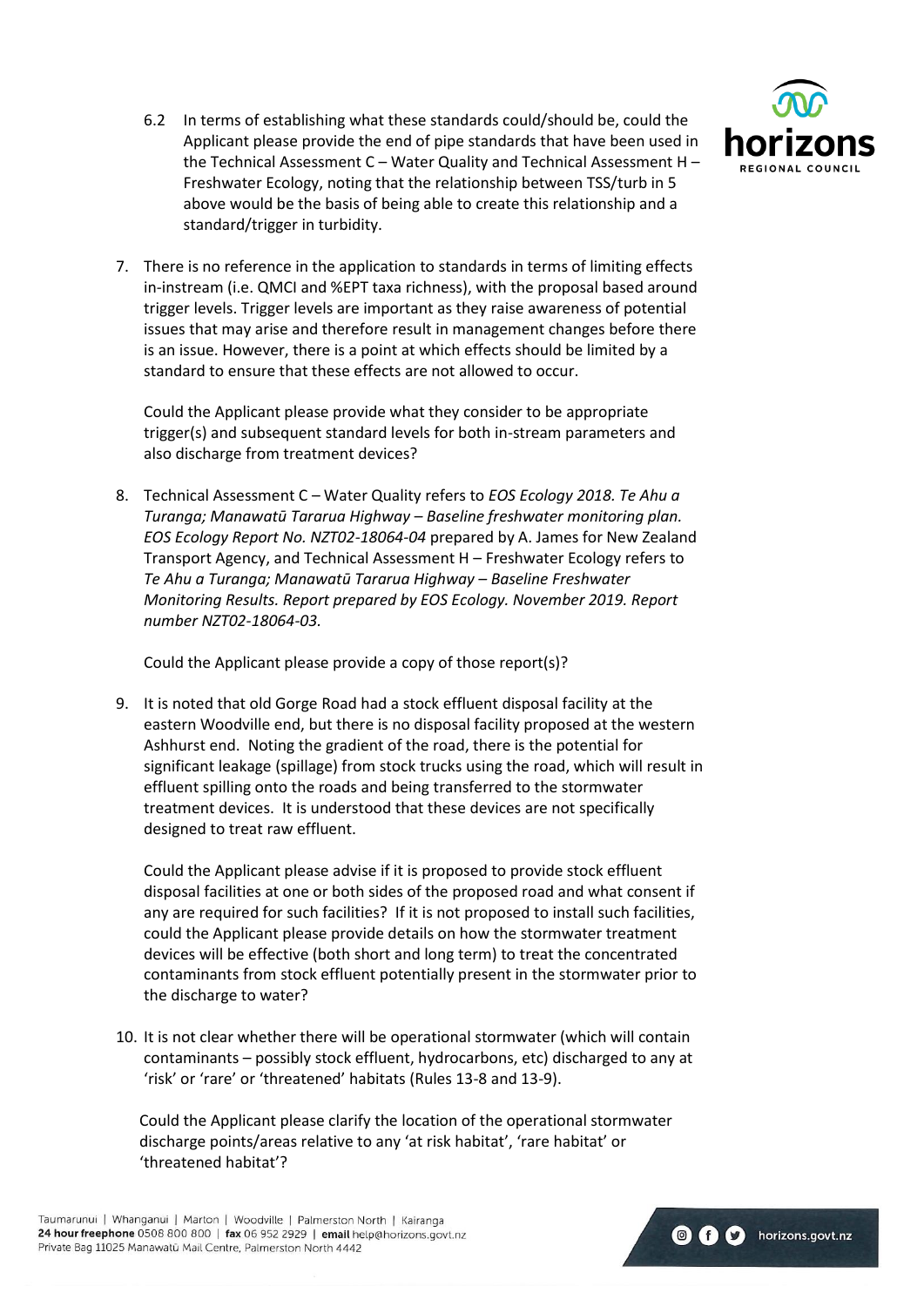6.2 In terms of establishing what these standards could/should be, could the Applicant please provide the end of pipe standards that have been used in the Technical Assessment C – Water Quality and Technical Assessment H – Freshwater Ecology, noting that the relationship between TSS/turb in 5 above would be the basis of being able to create this relationship and a standard/trigger in turbidity.

7. There is no reference in the application to standards in terms of limiting effects in-instream (i.e. QMCI and %EPT taxa richness), with the proposal based around trigger levels. Trigger levels are important as they raise awareness of potential issues that may arise and therefore result in management changes before there is an issue. However, there is a point at which effects should be limited by a standard to ensure that these effects are not allowed to occur.

   Could the Applicant please provide what they consider to be appropriate trigger(s) and subsequent standard levels for both in-stream parameters and also discharge from treatment devices?

8. Technical Assessment C – Water Quality refers to *EOS Ecology 2018. Te Ahu a Turanga; Manawatū Tararua Highway – Baseline freshwater monitoring plan. EOS Ecology Report No. NZT02-18064-04* prepared by A. James for New Zealand Transport Agency, and Technical Assessment H – Freshwater Ecology refers to *Te Ahu a Turanga; Manawatū Tararua Highway – Baseline Freshwater Monitoring Results. Report prepared by EOS Ecology. November 2019. Report number NZT02-18064-03.*

   Could the Applicant please provide a copy of those report(s)?

9. It is noted that old Gorge Road had a stock effluent disposal facility at the eastern Woodville end, but there is no disposal facility proposed at the western Ashhurst end. Noting the gradient of the road, there is the potential for significant leakage (spillage) from stock trucks using the road, which will result in effluent spilling onto the roads and being transferred to the stormwater treatment devices. It is understood that these devices are not specifically designed to treat raw effluent.

   Could the Applicant please advise if it is proposed to provide stock effluent disposal facilities at one or both sides of the proposed road and what consent if any are required for such facilities? If it is not proposed to install such facilities, could the Applicant please provide details on how the stormwater treatment devices will be effective (both short and long term) to treat the concentrated contaminants from stock effluent potentially present in the stormwater prior to the discharge to water?

10. It is not clear whether there will be operational stormwater (which will contain contaminants – possibly stock effluent, hydrocarbons, etc) discharged to any at 'risk' or 'rare' or 'threatened' habitats (Rules 13-8 and 13-9).

    Could the Applicant please clarify the location of the operational stormwater discharge points/areas relative to any 'at risk habitat', 'rare habitat' or 'threatened habitat'?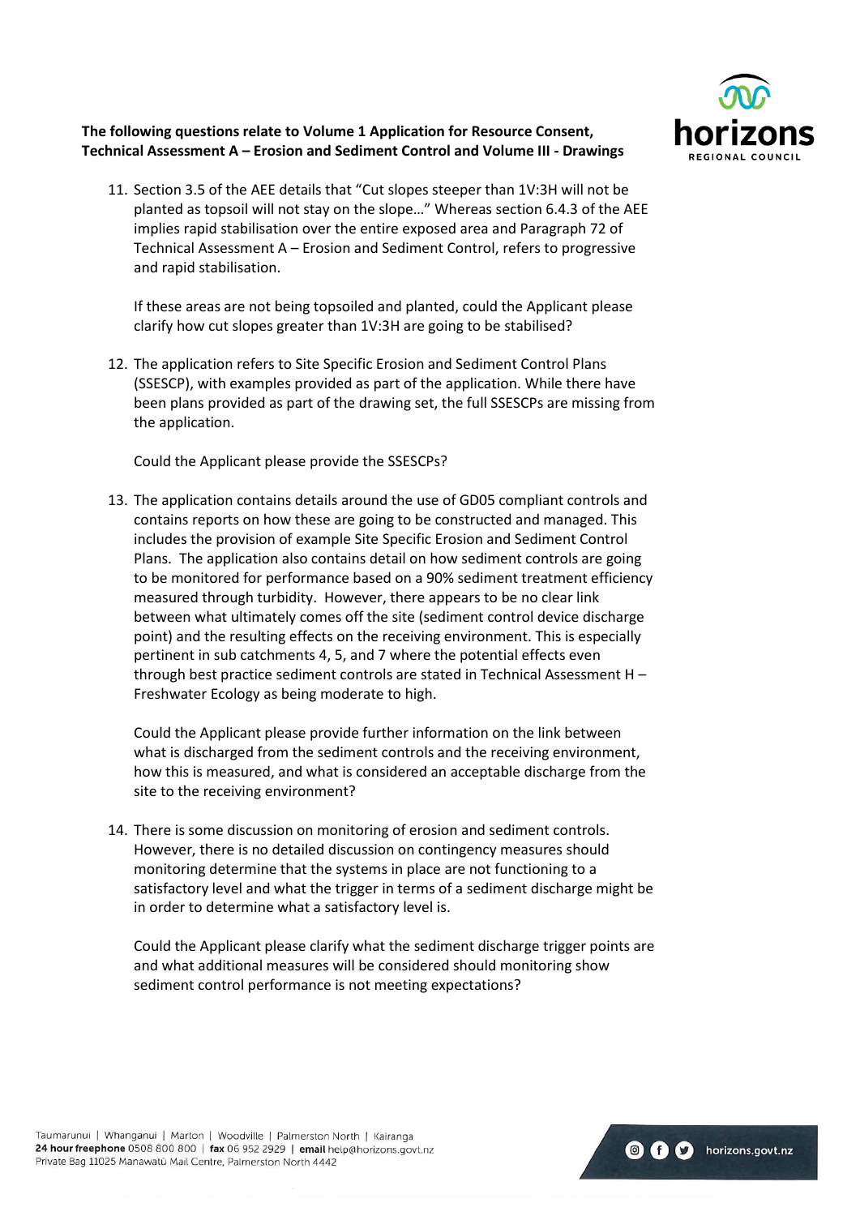**The following questions relate to Volume 1 Application for Resource Consent, Technical Assessment A – Erosion and Sediment Control and Volume III - Drawings**

11. Section 3.5 of the AEE details that "Cut slopes steeper than 1V:3H will not be planted as topsoil will not stay on the slope…" Whereas section 6.4.3 of the AEE implies rapid stabilisation over the entire exposed area and Paragraph 72 of Technical Assessment A – Erosion and Sediment Control, refers to progressive and rapid stabilisation.

    If these areas are not being topsoiled and planted, could the Applicant please clarify how cut slopes greater than 1V:3H are going to be stabilised?

12. The application refers to Site Specific Erosion and Sediment Control Plans (SSESCP), with examples provided as part of the application. While there have been plans provided as part of the drawing set, the full SSESCPs are missing from the application.

    Could the Applicant please provide the SSESCPs?

13. The application contains details around the use of GD05 compliant controls and contains reports on how these are going to be constructed and managed. This includes the provision of example Site Specific Erosion and Sediment Control Plans. The application also contains detail on how sediment controls are going to be monitored for performance based on a 90% sediment treatment efficiency measured through turbidity. However, there appears to be no clear link between what ultimately comes off the site (sediment control device discharge point) and the resulting effects on the receiving environment. This is especially pertinent in sub catchments 4, 5, and 7 where the potential effects even through best practice sediment controls are stated in Technical Assessment H – Freshwater Ecology as being moderate to high.

    Could the Applicant please provide further information on the link between what is discharged from the sediment controls and the receiving environment, how this is measured, and what is considered an acceptable discharge from the site to the receiving environment?

14. There is some discussion on monitoring of erosion and sediment controls. However, there is no detailed discussion on contingency measures should monitoring determine that the systems in place are not functioning to a satisfactory level and what the trigger in terms of a sediment discharge might be in order to determine what a satisfactory level is.

    Could the Applicant please clarify what the sediment discharge trigger points are and what additional measures will be considered should monitoring show sediment control performance is not meeting expectations?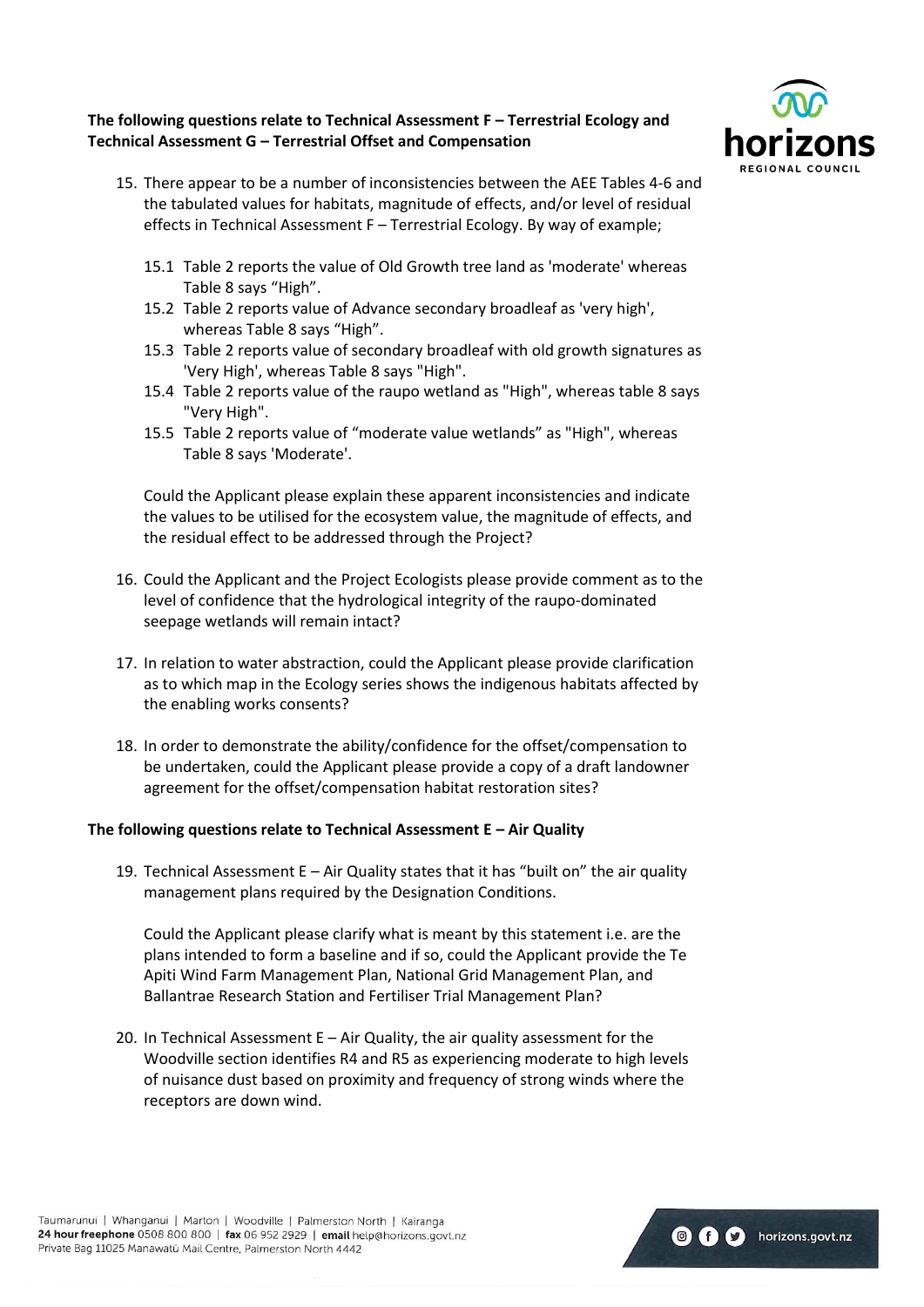**The following questions relate to Technical Assessment F – Terrestrial Ecology and Technical Assessment G – Terrestrial Offset and Compensation**

15. There appear to be a number of inconsistencies between the AEE Tables 4-6 and the tabulated values for habitats, magnitude of effects, and/or level of residual effects in Technical Assessment F – Terrestrial Ecology. By way of example;

    15.1 Table 2 reports the value of Old Growth tree land as 'moderate' whereas Table 8 says "High".
    15.2 Table 2 reports value of Advance secondary broadleaf as 'very high', whereas Table 8 says "High".
    15.3 Table 2 reports value of secondary broadleaf with old growth signatures as 'Very High', whereas Table 8 says "High".
    15.4 Table 2 reports value of the raupo wetland as "High", whereas table 8 says "Very High".
    15.5 Table 2 reports value of "moderate value wetlands" as "High", whereas Table 8 says 'Moderate'.

    Could the Applicant please explain these apparent inconsistencies and indicate the values to be utilised for the ecosystem value, the magnitude of effects, and the residual effect to be addressed through the Project?

16. Could the Applicant and the Project Ecologists please provide comment as to the level of confidence that the hydrological integrity of the raupo-dominated seepage wetlands will remain intact?

17. In relation to water abstraction, could the Applicant please provide clarification as to which map in the Ecology series shows the indigenous habitats affected by the enabling works consents?

18. In order to demonstrate the ability/confidence for the offset/compensation to be undertaken, could the Applicant please provide a copy of a draft landowner agreement for the offset/compensation habitat restoration sites?

**The following questions relate to Technical Assessment E – Air Quality**

19. Technical Assessment E – Air Quality states that it has "built on" the air quality management plans required by the Designation Conditions.

    Could the Applicant please clarify what is meant by this statement i.e. are the plans intended to form a baseline and if so, could the Applicant provide the Te Apiti Wind Farm Management Plan, National Grid Management Plan, and Ballantrae Research Station and Fertiliser Trial Management Plan?

20. In Technical Assessment E – Air Quality, the air quality assessment for the Woodville section identifies R4 and R5 as experiencing moderate to high levels of nuisance dust based on proximity and frequency of strong winds where the receptors are down wind.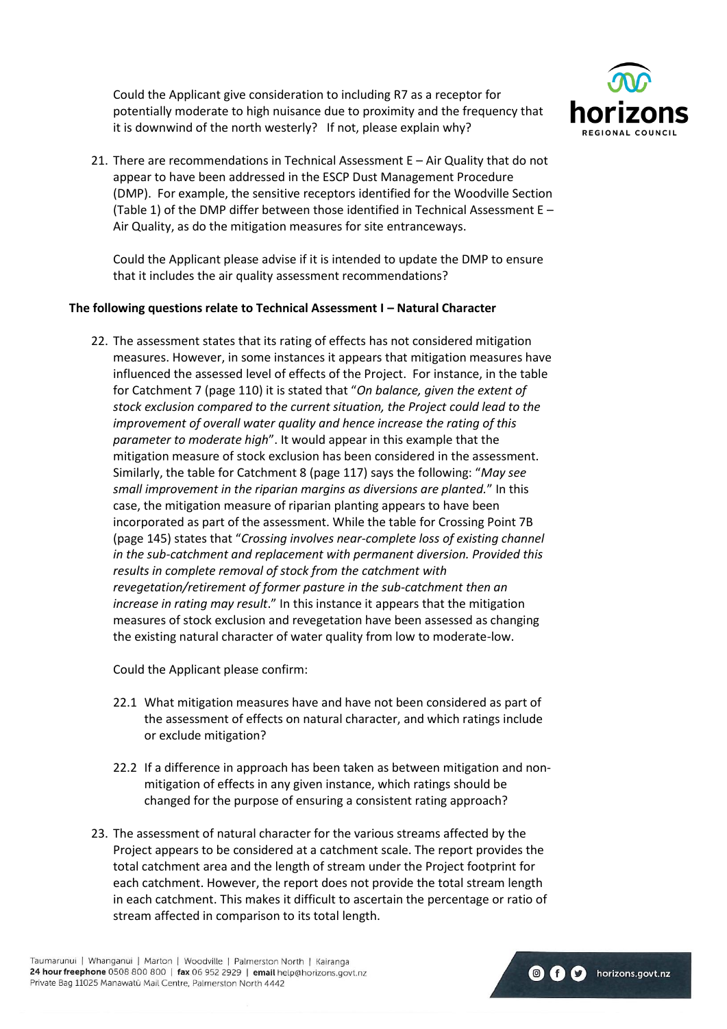Could the Applicant give consideration to including R7 as a receptor for potentially moderate to high nuisance due to proximity and the frequency that it is downwind of the north westerly? If not, please explain why?

21. There are recommendations in Technical Assessment E – Air Quality that do not appear to have been addressed in the ESCP Dust Management Procedure (DMP). For example, the sensitive receptors identified for the Woodville Section (Table 1) of the DMP differ between those identified in Technical Assessment E – Air Quality, as do the mitigation measures for site entranceways.

    Could the Applicant please advise if it is intended to update the DMP to ensure that it includes the air quality assessment recommendations?

**The following questions relate to Technical Assessment I – Natural Character**

22. The assessment states that its rating of effects has not considered mitigation measures. However, in some instances it appears that mitigation measures have influenced the assessed level of effects of the Project. For instance, in the table for Catchment 7 (page 110) it is stated that "*On balance, given the extent of stock exclusion compared to the current situation, the Project could lead to the improvement of overall water quality and hence increase the rating of this parameter to moderate high*". It would appear in this example that the mitigation measure of stock exclusion has been considered in the assessment. Similarly, the table for Catchment 8 (page 117) says the following: "*May see small improvement in the riparian margins as diversions are planted.*" In this case, the mitigation measure of riparian planting appears to have been incorporated as part of the assessment. While the table for Crossing Point 7B (page 145) states that "*Crossing involves near-complete loss of existing channel in the sub-catchment and replacement with permanent diversion. Provided this results in complete removal of stock from the catchment with revegetation/retirement of former pasture in the sub-catchment then an increase in rating may result*." In this instance it appears that the mitigation measures of stock exclusion and revegetation have been assessed as changing the existing natural character of water quality from low to moderate-low.

    Could the Applicant please confirm:

    22.1 What mitigation measures have and have not been considered as part of the assessment of effects on natural character, and which ratings include or exclude mitigation?

    22.2 If a difference in approach has been taken as between mitigation and non-mitigation of effects in any given instance, which ratings should be changed for the purpose of ensuring a consistent rating approach?

23. The assessment of natural character for the various streams affected by the Project appears to be considered at a catchment scale. The report provides the total catchment area and the length of stream under the Project footprint for each catchment. However, the report does not provide the total stream length in each catchment. This makes it difficult to ascertain the percentage or ratio of stream affected in comparison to its total length.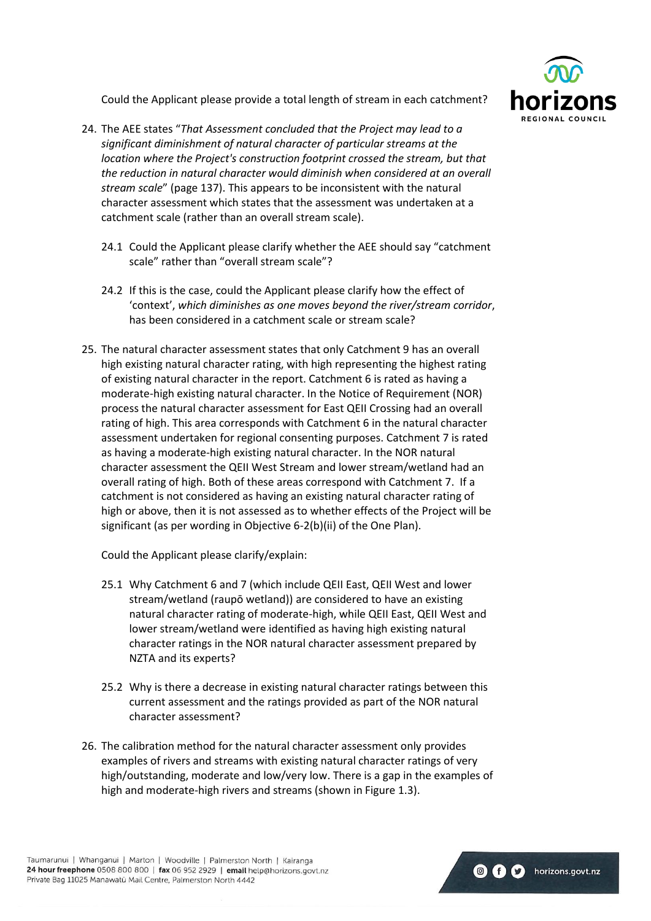Could the Applicant please provide a total length of stream in each catchment?

24. The AEE states "*That Assessment concluded that the Project may lead to a significant diminishment of natural character of particular streams at the location where the Project's construction footprint crossed the stream, but that the reduction in natural character would diminish when considered at an overall stream scale*" (page 137). This appears to be inconsistent with the natural character assessment which states that the assessment was undertaken at a catchment scale (rather than an overall stream scale).

    24.1 Could the Applicant please clarify whether the AEE should say "catchment scale" rather than "overall stream scale"?

    24.2 If this is the case, could the Applicant please clarify how the effect of 'context', *which diminishes as one moves beyond the river/stream corridor*, has been considered in a catchment scale or stream scale?

25. The natural character assessment states that only Catchment 9 has an overall high existing natural character rating, with high representing the highest rating of existing natural character in the report. Catchment 6 is rated as having a moderate-high existing natural character. In the Notice of Requirement (NOR) process the natural character assessment for East QEII Crossing had an overall rating of high. This area corresponds with Catchment 6 in the natural character assessment undertaken for regional consenting purposes. Catchment 7 is rated as having a moderate-high existing natural character. In the NOR natural character assessment the QEII West Stream and lower stream/wetland had an overall rating of high. Both of these areas correspond with Catchment 7. If a catchment is not considered as having an existing natural character rating of high or above, then it is not assessed as to whether effects of the Project will be significant (as per wording in Objective 6-2(b)(ii) of the One Plan).

    Could the Applicant please clarify/explain:

    25.1 Why Catchment 6 and 7 (which include QEII East, QEII West and lower stream/wetland (raupō wetland)) are considered to have an existing natural character rating of moderate-high, while QEII East, QEII West and lower stream/wetland were identified as having high existing natural character ratings in the NOR natural character assessment prepared by NZTA and its experts?

    25.2 Why is there a decrease in existing natural character ratings between this current assessment and the ratings provided as part of the NOR natural character assessment?

26. The calibration method for the natural character assessment only provides examples of rivers and streams with existing natural character ratings of very high/outstanding, moderate and low/very low. There is a gap in the examples of high and moderate-high rivers and streams (shown in Figure 1.3).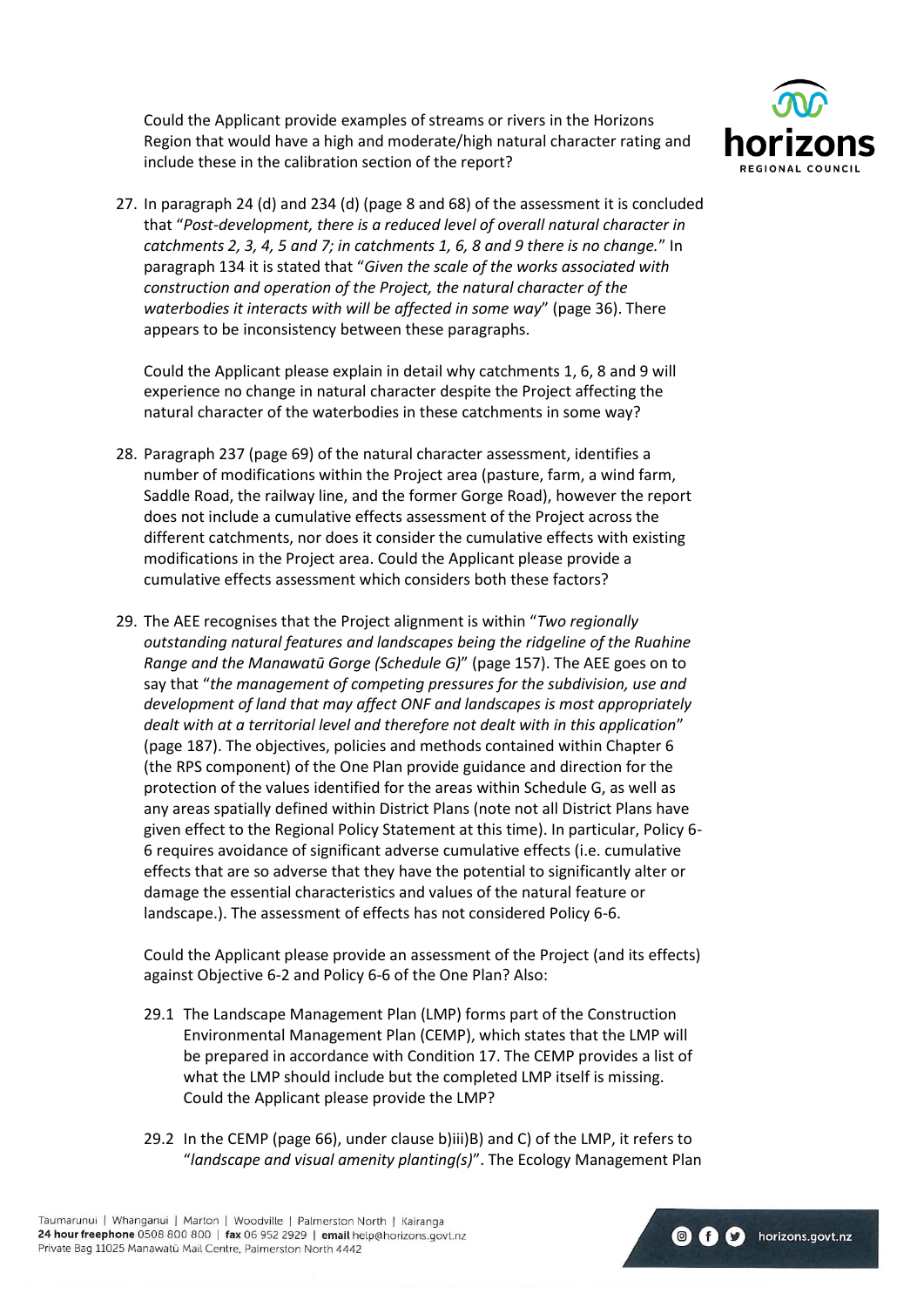Could the Applicant provide examples of streams or rivers in the Horizons Region that would have a high and moderate/high natural character rating and include these in the calibration section of the report?

27. In paragraph 24 (d) and 234 (d) (page 8 and 68) of the assessment it is concluded that "*Post-development, there is a reduced level of overall natural character in catchments 2, 3, 4, 5 and 7; in catchments 1, 6, 8 and 9 there is no change.*" In paragraph 134 it is stated that "*Given the scale of the works associated with construction and operation of the Project, the natural character of the waterbodies it interacts with will be affected in some way*" (page 36). There appears to be inconsistency between these paragraphs.

    Could the Applicant please explain in detail why catchments 1, 6, 8 and 9 will experience no change in natural character despite the Project affecting the natural character of the waterbodies in these catchments in some way?

28. Paragraph 237 (page 69) of the natural character assessment, identifies a number of modifications within the Project area (pasture, farm, a wind farm, Saddle Road, the railway line, and the former Gorge Road), however the report does not include a cumulative effects assessment of the Project across the different catchments, nor does it consider the cumulative effects with existing modifications in the Project area. Could the Applicant please provide a cumulative effects assessment which considers both these factors?

29. The AEE recognises that the Project alignment is within "*Two regionally outstanding natural features and landscapes being the ridgeline of the Ruahine Range and the Manawatū Gorge (Schedule G)*" (page 157). The AEE goes on to say that "*the management of competing pressures for the subdivision, use and development of land that may affect ONF and landscapes is most appropriately dealt with at a territorial level and therefore not dealt with in this application*" (page 187). The objectives, policies and methods contained within Chapter 6 (the RPS component) of the One Plan provide guidance and direction for the protection of the values identified for the areas within Schedule G, as well as any areas spatially defined within District Plans (note not all District Plans have given effect to the Regional Policy Statement at this time). In particular, Policy 6-6 requires avoidance of significant adverse cumulative effects (i.e. cumulative effects that are so adverse that they have the potential to significantly alter or damage the essential characteristics and values of the natural feature or landscape.). The assessment of effects has not considered Policy 6-6.

    Could the Applicant please provide an assessment of the Project (and its effects) against Objective 6-2 and Policy 6-6 of the One Plan? Also:

    29.1 The Landscape Management Plan (LMP) forms part of the Construction Environmental Management Plan (CEMP), which states that the LMP will be prepared in accordance with Condition 17. The CEMP provides a list of what the LMP should include but the completed LMP itself is missing. Could the Applicant please provide the LMP?

    29.2 In the CEMP (page 66), under clause b)iii)B) and C) of the LMP, it refers to "*landscape and visual amenity planting(s)*". The Ecology Management Plan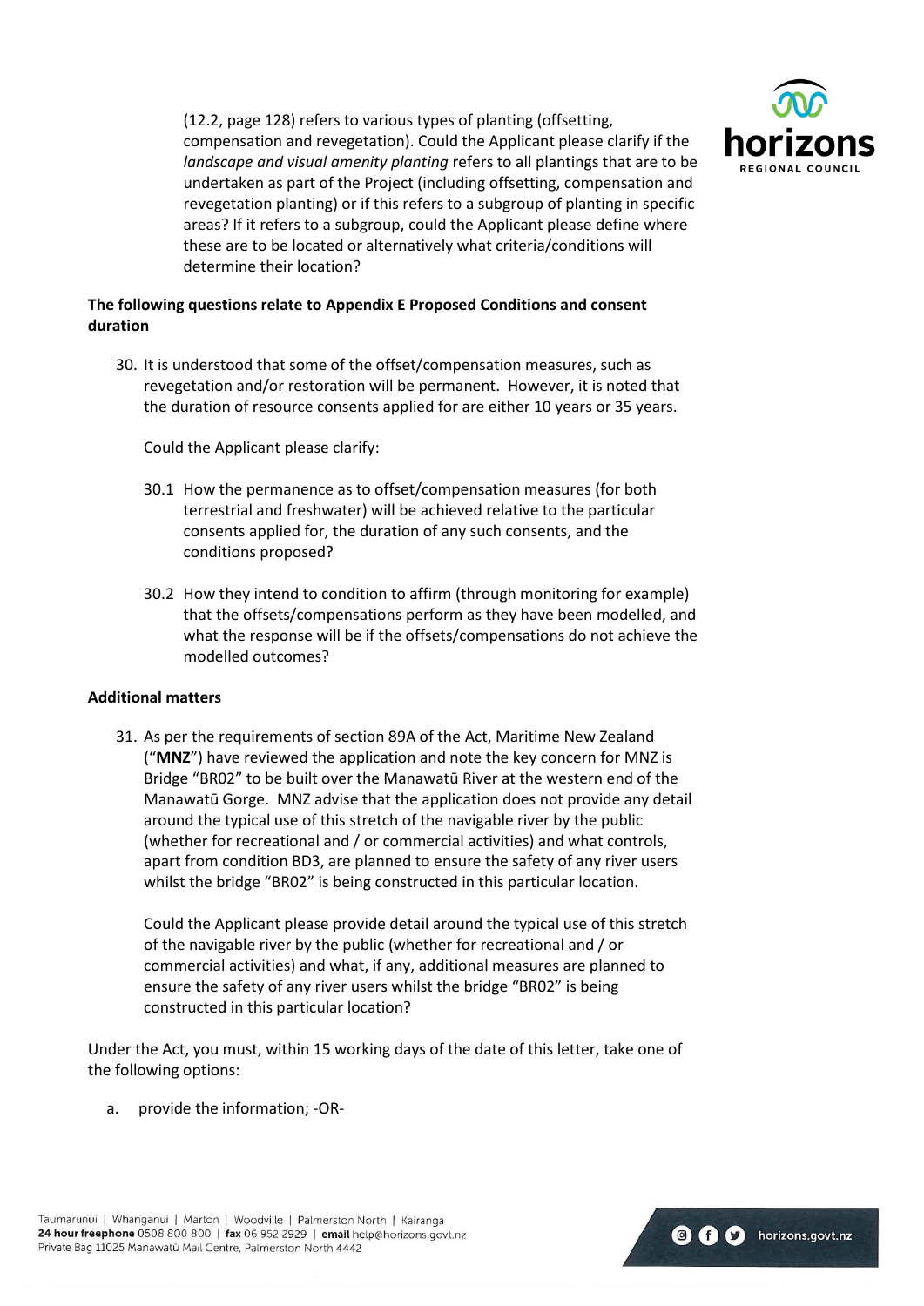(12.2, page 128) refers to various types of planting (offsetting, compensation and revegetation). Could the Applicant please clarify if the *landscape and visual amenity planting* refers to all plantings that are to be undertaken as part of the Project (including offsetting, compensation and revegetation planting) or if this refers to a subgroup of planting in specific areas? If it refers to a subgroup, could the Applicant please define where these are to be located or alternatively what criteria/conditions will determine their location?

**The following questions relate to Appendix E Proposed Conditions and consent duration**

30. It is understood that some of the offset/compensation measures, such as revegetation and/or restoration will be permanent. However, it is noted that the duration of resource consents applied for are either 10 years or 35 years.

    Could the Applicant please clarify:

    30.1 How the permanence as to offset/compensation measures (for both terrestrial and freshwater) will be achieved relative to the particular consents applied for, the duration of any such consents, and the conditions proposed?

    30.2 How they intend to condition to affirm (through monitoring for example) that the offsets/compensations perform as they have been modelled, and what the response will be if the offsets/compensations do not achieve the modelled outcomes?

**Additional matters**

31. As per the requirements of section 89A of the Act, Maritime New Zealand ("**MNZ**") have reviewed the application and note the key concern for MNZ is Bridge "BR02" to be built over the Manawatū River at the western end of the Manawatū Gorge. MNZ advise that the application does not provide any detail around the typical use of this stretch of the navigable river by the public (whether for recreational and / or commercial activities) and what controls, apart from condition BD3, are planned to ensure the safety of any river users whilst the bridge "BR02" is being constructed in this particular location.

    Could the Applicant please provide detail around the typical use of this stretch of the navigable river by the public (whether for recreational and / or commercial activities) and what, if any, additional measures are planned to ensure the safety of any river users whilst the bridge "BR02" is being constructed in this particular location?

Under the Act, you must, within 15 working days of the date of this letter, take one of the following options:

a. provide the information; -OR-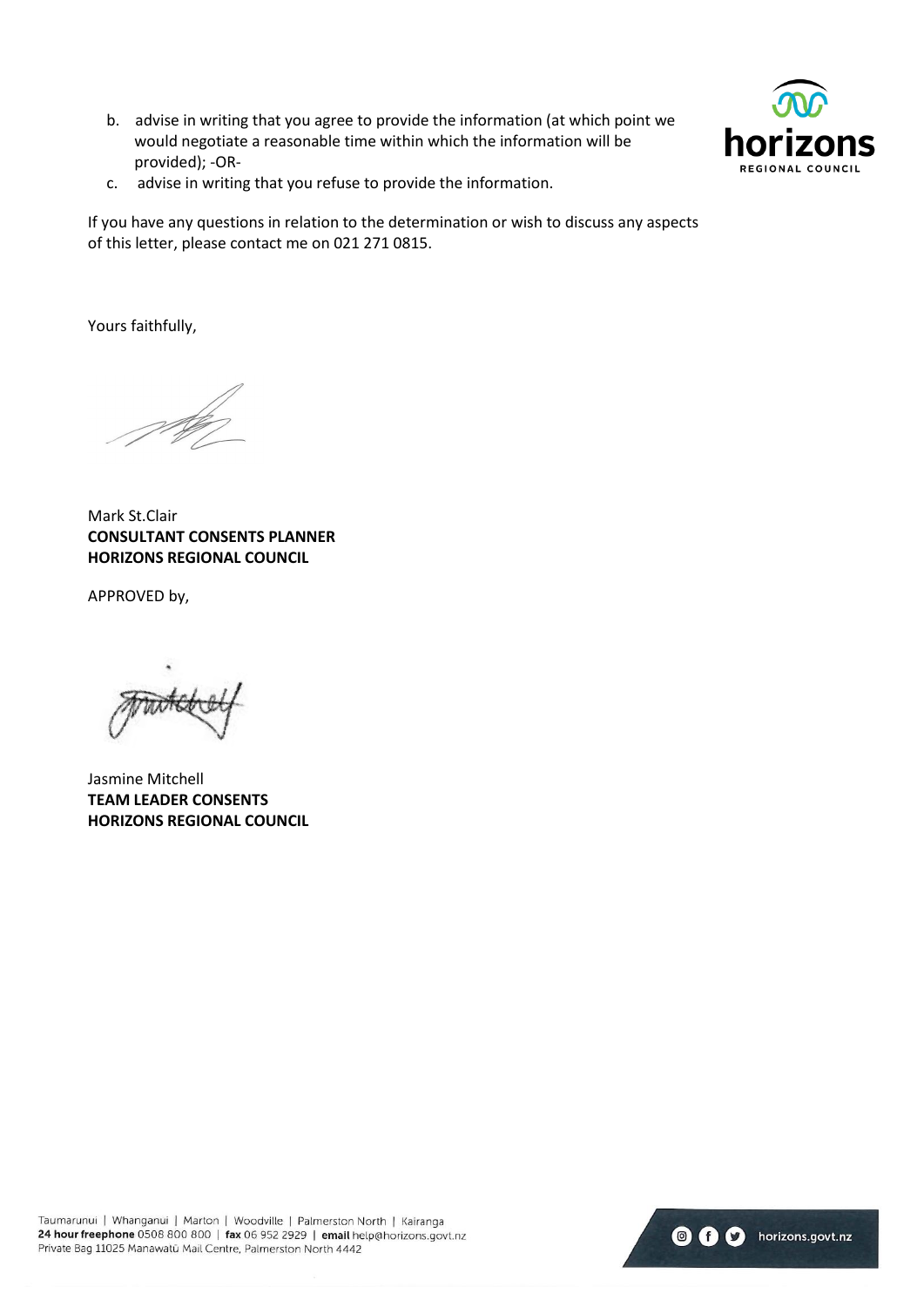b. advise in writing that you agree to provide the information (at which point we would negotiate a reasonable time within which the information will be provided); -OR-

c. advise in writing that you refuse to provide the information.

If you have any questions in relation to the determination or wish to discuss any aspects of this letter, please contact me on 021 271 0815.

Yours faithfully,

Mark St.Clair
**CONSULTANT CONSENTS PLANNER**
**HORIZONS REGIONAL COUNCIL**

APPROVED by,

Jasmine Mitchell
**TEAM LEADER CONSENTS**
**HORIZONS REGIONAL COUNCIL**